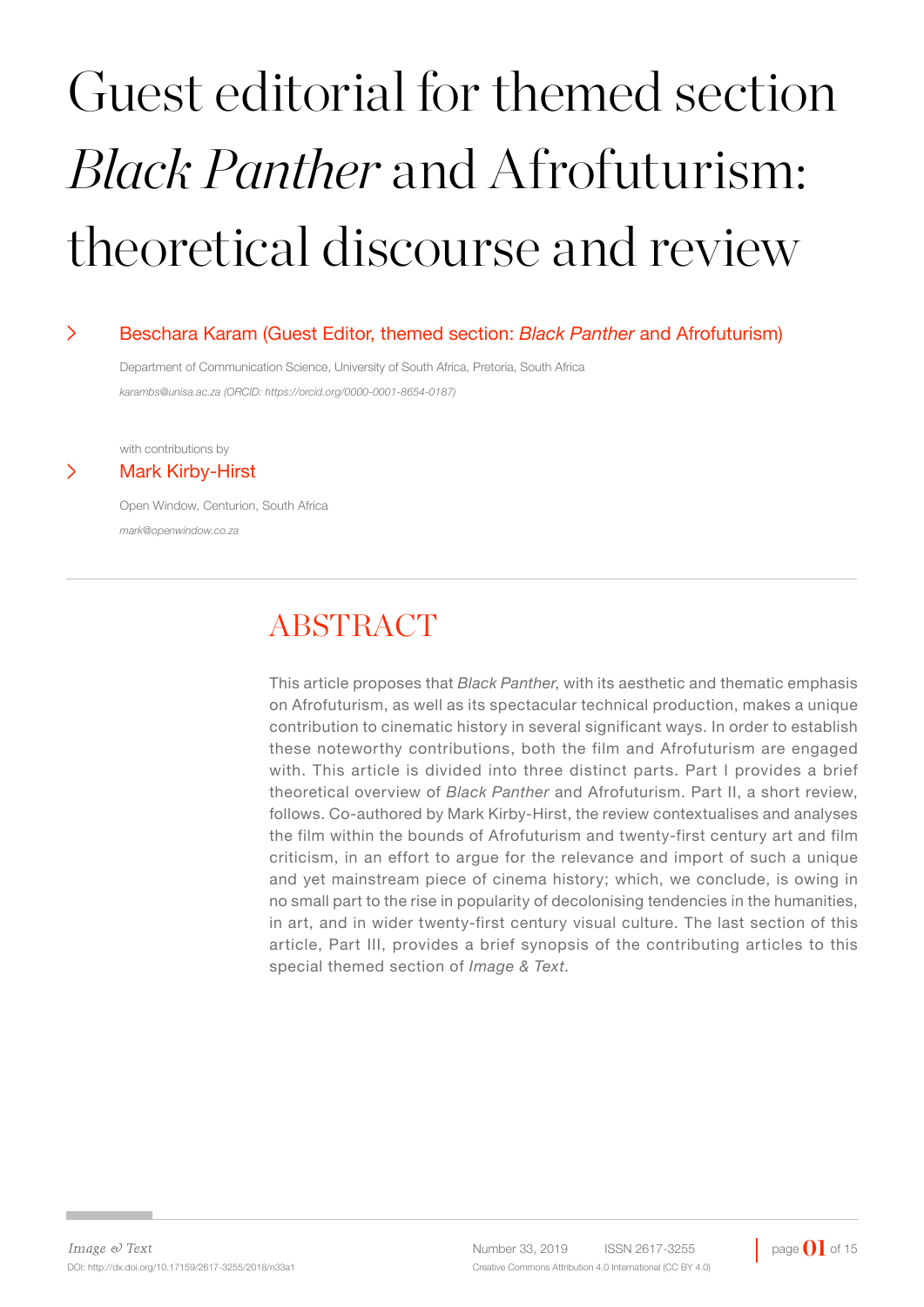# Guest editorial for themed section *Black Panther* and Afrofuturism: theoretical discourse and review

**Beschara Karam (Guest Editor, themed section: *Black Panther* and Afrofuturism)**

Department of Communication Science, University of South Africa, Pretoria, South Africa

*karambs@unisa.ac.za (ORCID: https://orcid.org/0000-0001-8654-0187)*

with contributions by

**Mark Kirby-Hirst**

Open Window, Centurion, South Africa

*mark@openwindow.co.za*

## ABSTRACT

This article proposes that *Black Panther*, with its aesthetic and thematic emphasis on Afrofuturism, as well as its spectacular technical production, makes a unique contribution to cinematic history in several significant ways. In order to establish these noteworthy contributions, both the film and Afrofuturism are engaged with. This article is divided into three distinct parts. Part I provides a brief theoretical overview of *Black Panther* and Afrofuturism. Part II, a short review, follows. Co-authored by Mark Kirby-Hirst, the review contextualises and analyses the film within the bounds of Afrofuturism and twenty-first century art and film criticism, in an effort to argue for the relevance and import of such a unique and yet mainstream piece of cinema history; which, we conclude, is owing in no small part to the rise in popularity of decolonising tendencies in the humanities, in art, and in wider twenty-first century visual culture. The last section of this article, Part III, provides a brief synopsis of the contributing articles to this special themed section of *Image & Text*.

DOI: http://dx.doi.org/10.17159/2617-3255/2018/n33a1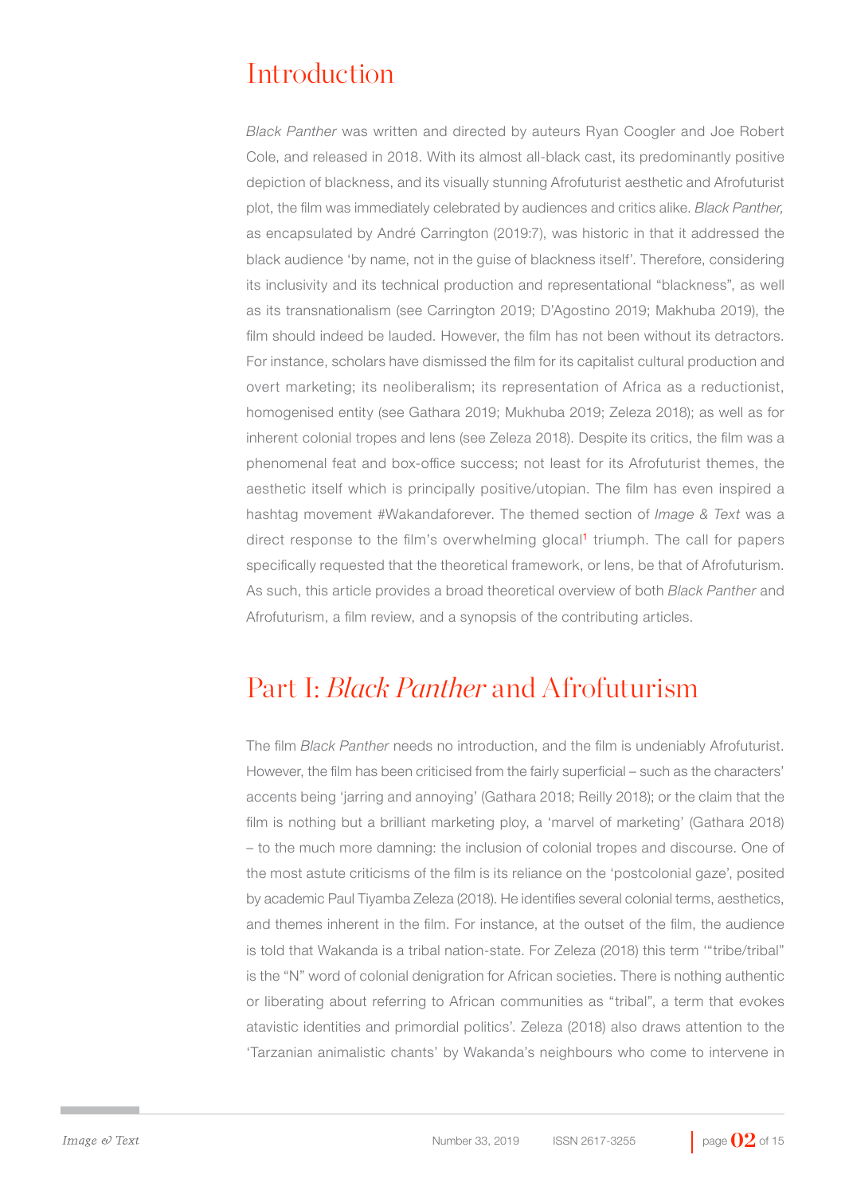## Introduction

*Black Panther* was written and directed by auteurs Ryan Coogler and Joe Robert Cole, and released in 2018. With its almost all-black cast, its predominantly positive depiction of blackness, and its visually stunning Afrofuturist aesthetic and Afrofuturist plot, the film was immediately celebrated by audiences and critics alike. *Black Panther,* as encapsulated by André Carrington (2019:7), was historic in that it addressed the black audience 'by name, not in the guise of blackness itself'. Therefore, considering its inclusivity and its technical production and representational "blackness", as well as its transnationalism (see Carrington 2019; D'Agostino 2019; Makhuba 2019), the film should indeed be lauded. However, the film has not been without its detractors. For instance, scholars have dismissed the film for its capitalist cultural production and overt marketing; its neoliberalism; its representation of Africa as a reductionist, homogenised entity (see Gathara 2019; Mukhuba 2019; Zeleza 2018); as well as for inherent colonial tropes and lens (see Zeleza 2018). Despite its critics, the film was a phenomenal feat and box-office success; not least for its Afrofuturist themes, the aesthetic itself which is principally positive/utopian. The film has even inspired a hashtag movement #Wakandaforever. The themed section of *Image & Text* was a direct response to the film's overwhelming glocal[1] triumph. The call for papers specifically requested that the theoretical framework, or lens, be that of Afrofuturism. As such, this article provides a broad theoretical overview of both *Black Panther* and Afrofuturism, a film review, and a synopsis of the contributing articles.

## Part I: *Black Panther* and Afrofuturism

The film *Black Panther* needs no introduction, and the film is undeniably Afrofuturist. However, the film has been criticised from the fairly superficial – such as the characters' accents being 'jarring and annoying' (Gathara 2018; Reilly 2018); or the claim that the film is nothing but a brilliant marketing ploy, a 'marvel of marketing' (Gathara 2018) – to the much more damning: the inclusion of colonial tropes and discourse. One of the most astute criticisms of the film is its reliance on the 'postcolonial gaze', posited by academic Paul Tiyamba Zeleza (2018). He identifies several colonial terms, aesthetics, and themes inherent in the film. For instance, at the outset of the film, the audience is told that Wakanda is a tribal nation-state. For Zeleza (2018) this term '"tribe/tribal" is the "N" word of colonial denigration for African societies. There is nothing authentic or liberating about referring to African communities as "tribal", a term that evokes atavistic identities and primordial politics'. Zeleza (2018) also draws attention to the 'Tarzanian animalistic chants' by Wakanda's neighbours who come to intervene in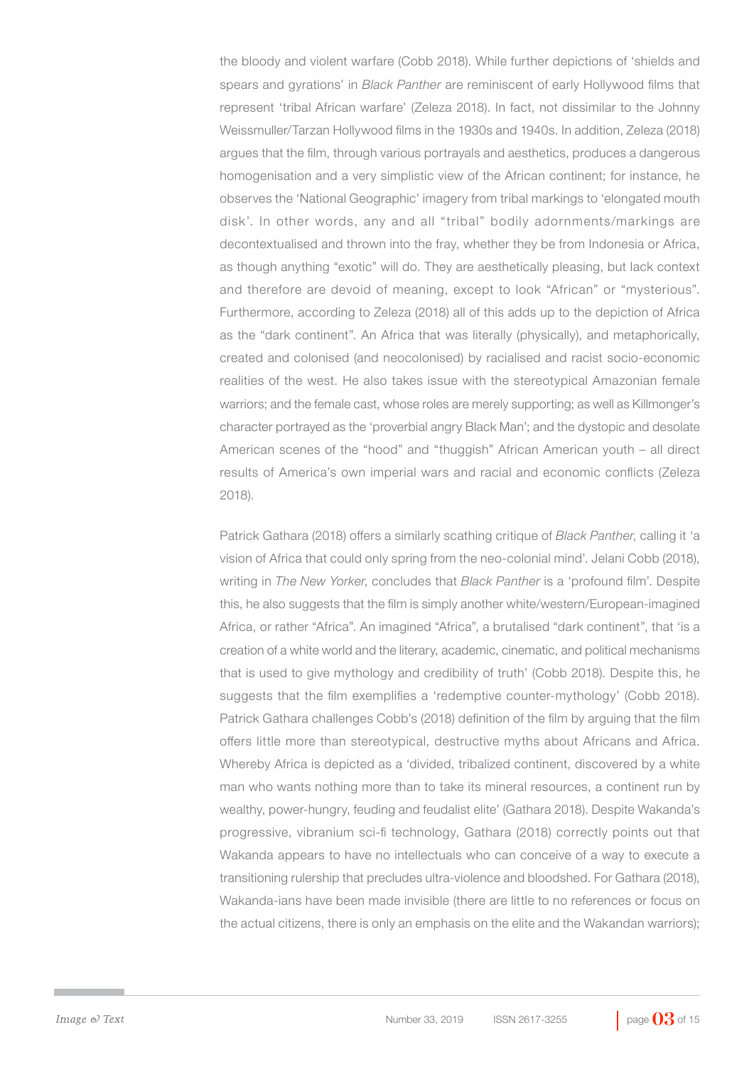the bloody and violent warfare (Cobb 2018). While further depictions of 'shields and spears and gyrations' in *Black Panther* are reminiscent of early Hollywood films that represent 'tribal African warfare' (Zeleza 2018). In fact, not dissimilar to the Johnny Weissmuller/Tarzan Hollywood films in the 1930s and 1940s. In addition, Zeleza (2018) argues that the film, through various portrayals and aesthetics, produces a dangerous homogenisation and a very simplistic view of the African continent; for instance, he observes the 'National Geographic' imagery from tribal markings to 'elongated mouth disk'. In other words, any and all "tribal" bodily adornments/markings are decontextualised and thrown into the fray, whether they be from Indonesia or Africa, as though anything "exotic" will do. They are aesthetically pleasing, but lack context and therefore are devoid of meaning, except to look "African" or "mysterious". Furthermore, according to Zeleza (2018) all of this adds up to the depiction of Africa as the "dark continent". An Africa that was literally (physically), and metaphorically, created and colonised (and neocolonised) by racialised and racist socio-economic realities of the west. He also takes issue with the stereotypical Amazonian female warriors; and the female cast, whose roles are merely supporting; as well as Killmonger's character portrayed as the 'proverbial angry Black Man'; and the dystopic and desolate American scenes of the "hood" and "thuggish" African American youth – all direct results of America's own imperial wars and racial and economic conflicts (Zeleza 2018).

Patrick Gathara (2018) offers a similarly scathing critique of *Black Panther*, calling it 'a vision of Africa that could only spring from the neo-colonial mind'. Jelani Cobb (2018), writing in *The New Yorker*, concludes that *Black Panther* is a 'profound film'. Despite this, he also suggests that the film is simply another white/western/European-imagined Africa, or rather "Africa". An imagined "Africa", a brutalised "dark continent", that 'is a creation of a white world and the literary, academic, cinematic, and political mechanisms that is used to give mythology and credibility of truth' (Cobb 2018). Despite this, he suggests that the film exemplifies a 'redemptive counter-mythology' (Cobb 2018). Patrick Gathara challenges Cobb's (2018) definition of the film by arguing that the film offers little more than stereotypical, destructive myths about Africans and Africa. Whereby Africa is depicted as a 'divided, tribalized continent, discovered by a white man who wants nothing more than to take its mineral resources, a continent run by wealthy, power-hungry, feuding and feudalist elite' (Gathara 2018). Despite Wakanda's progressive, vibranium sci-fi technology, Gathara (2018) correctly points out that Wakanda appears to have no intellectuals who can conceive of a way to execute a transitioning rulership that precludes ultra-violence and bloodshed. For Gathara (2018), Wakanda-ians have been made invisible (there are little to no references or focus on the actual citizens, there is only an emphasis on the elite and the Wakandan warriors);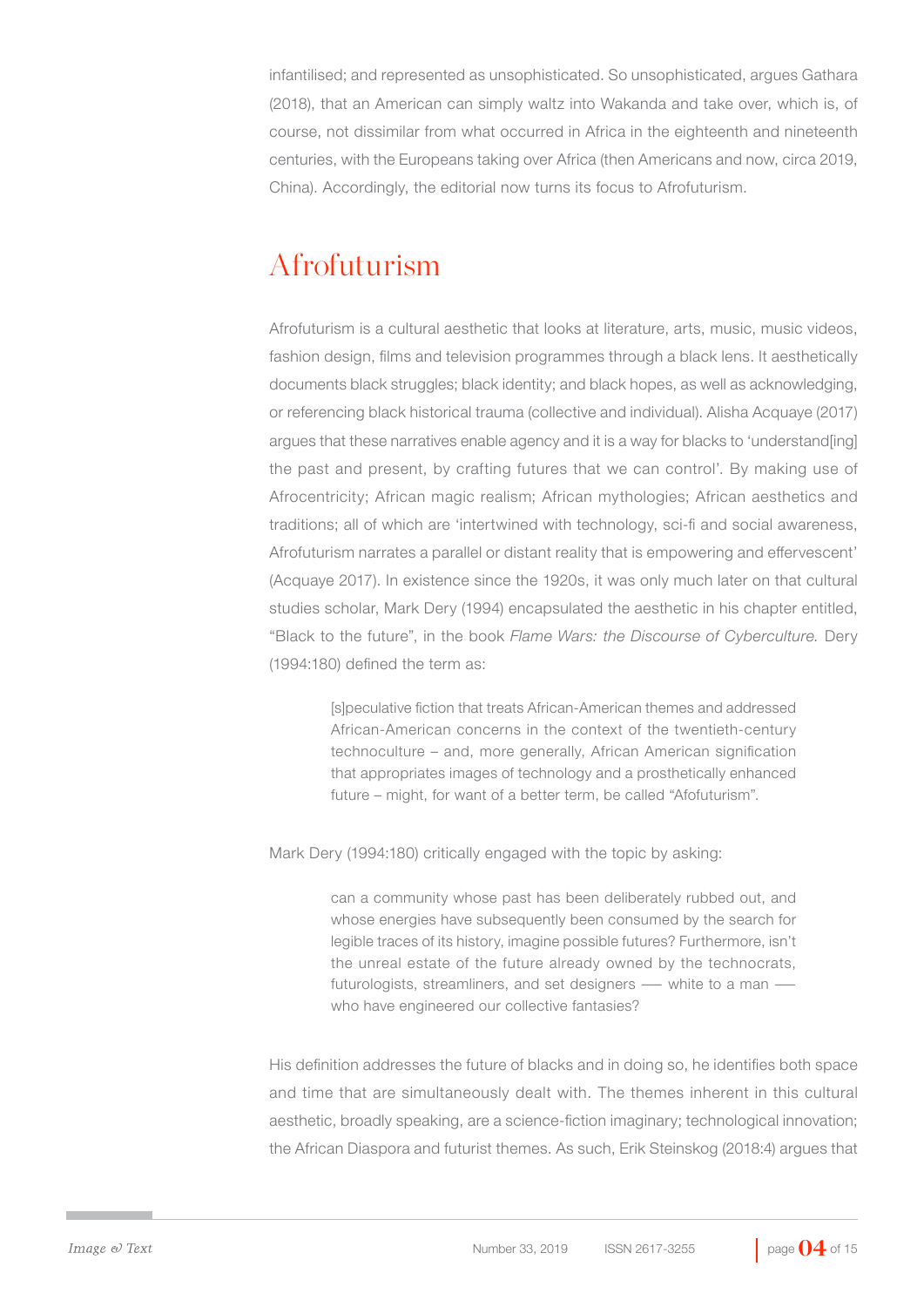infantilised; and represented as unsophisticated. So unsophisticated, argues Gathara (2018), that an American can simply waltz into Wakanda and take over, which is, of course, not dissimilar from what occurred in Africa in the eighteenth and nineteenth centuries, with the Europeans taking over Africa (then Americans and now, circa 2019, China). Accordingly, the editorial now turns its focus to Afrofuturism.

## Afrofuturism

Afrofuturism is a cultural aesthetic that looks at literature, arts, music, music videos, fashion design, films and television programmes through a black lens. It aesthetically documents black struggles; black identity; and black hopes, as well as acknowledging, or referencing black historical trauma (collective and individual). Alisha Acquaye (2017) argues that these narratives enable agency and it is a way for blacks to 'understand[ing] the past and present, by crafting futures that we can control'. By making use of Afrocentricity; African magic realism; African mythologies; African aesthetics and traditions; all of which are 'intertwined with technology, sci-fi and social awareness, Afrofuturism narrates a parallel or distant reality that is empowering and effervescent' (Acquaye 2017). In existence since the 1920s, it was only much later on that cultural studies scholar, Mark Dery (1994) encapsulated the aesthetic in his chapter entitled, "Black to the future", in the book *Flame Wars: the Discourse of Cyberculture.* Dery (1994:180) defined the term as:

> [s]peculative fiction that treats African-American themes and addressed African-American concerns in the context of the twentieth-century technoculture – and, more generally, African American signification that appropriates images of technology and a prosthetically enhanced future – might, for want of a better term, be called "Afofuturism".

Mark Dery (1994:180) critically engaged with the topic by asking:

> can a community whose past has been deliberately rubbed out, and whose energies have subsequently been consumed by the search for legible traces of its history, imagine possible futures? Furthermore, isn't the unreal estate of the future already owned by the technocrats, futurologists, streamliners, and set designers — white to a man — who have engineered our collective fantasies?

His definition addresses the future of blacks and in doing so, he identifies both space and time that are simultaneously dealt with. The themes inherent in this cultural aesthetic, broadly speaking, are a science-fiction imaginary; technological innovation; the African Diaspora and futurist themes. As such, Erik Steinskog (2018:4) argues that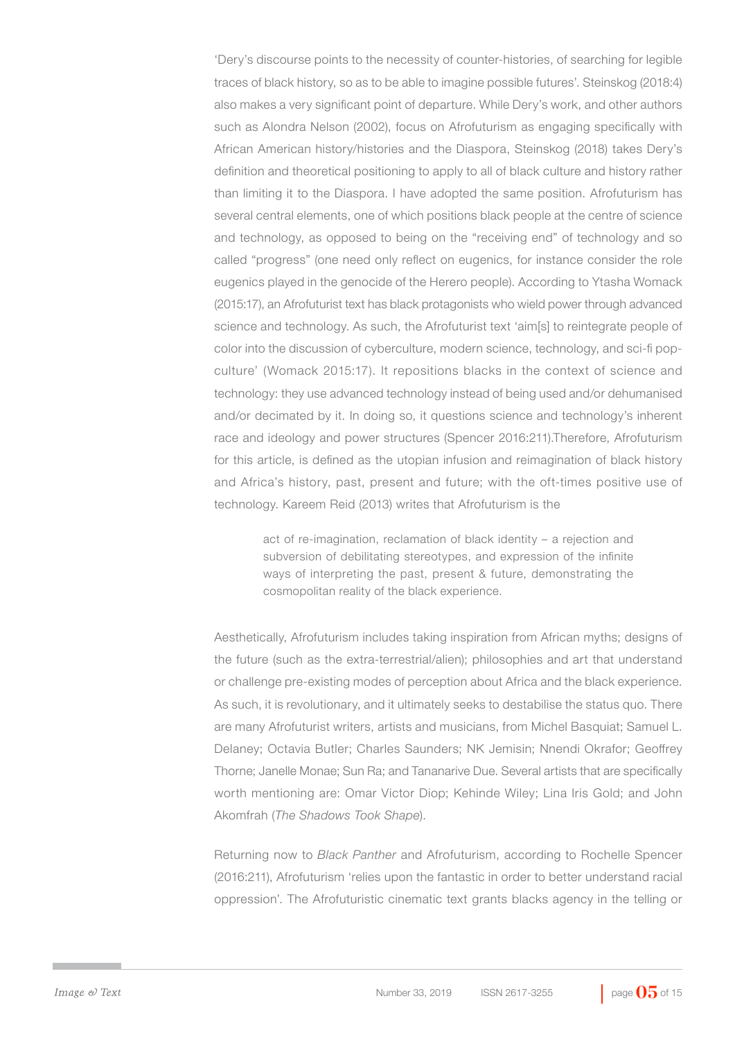'Dery's discourse points to the necessity of counter-histories, of searching for legible traces of black history, so as to be able to imagine possible futures'. Steinskog (2018:4) also makes a very significant point of departure. While Dery's work, and other authors such as Alondra Nelson (2002), focus on Afrofuturism as engaging specifically with African American history/histories and the Diaspora, Steinskog (2018) takes Dery's definition and theoretical positioning to apply to all of black culture and history rather than limiting it to the Diaspora. I have adopted the same position. Afrofuturism has several central elements, one of which positions black people at the centre of science and technology, as opposed to being on the "receiving end" of technology and so called "progress" (one need only reflect on eugenics, for instance consider the role eugenics played in the genocide of the Herero people). According to Ytasha Womack (2015:17), an Afrofuturist text has black protagonists who wield power through advanced science and technology. As such, the Afrofuturist text 'aim[s] to reintegrate people of color into the discussion of cyberculture, modern science, technology, and sci-fi pop-culture' (Womack 2015:17). It repositions blacks in the context of science and technology: they use advanced technology instead of being used and/or dehumanised and/or decimated by it. In doing so, it questions science and technology's inherent race and ideology and power structures (Spencer 2016:211).Therefore, Afrofuturism for this article, is defined as the utopian infusion and reimagination of black history and Africa's history, past, present and future; with the oft-times positive use of technology. Kareem Reid (2013) writes that Afrofuturism is the

> act of re-imagination, reclamation of black identity – a rejection and subversion of debilitating stereotypes, and expression of the infinite ways of interpreting the past, present & future, demonstrating the cosmopolitan reality of the black experience.

Aesthetically, Afrofuturism includes taking inspiration from African myths; designs of the future (such as the extra-terrestrial/alien); philosophies and art that understand or challenge pre-existing modes of perception about Africa and the black experience. As such, it is revolutionary, and it ultimately seeks to destabilise the status quo. There are many Afrofuturist writers, artists and musicians, from Michel Basquiat; Samuel L. Delaney; Octavia Butler; Charles Saunders; NK Jemisin; Nnendi Okrafor; Geoffrey Thorne; Janelle Monae; Sun Ra; and Tananarive Due. Several artists that are specifically worth mentioning are: Omar Victor Diop; Kehinde Wiley; Lina Iris Gold; and John Akomfrah (*The Shadows Took Shape*).

Returning now to *Black Panther* and Afrofuturism, according to Rochelle Spencer (2016:211), Afrofuturism 'relies upon the fantastic in order to better understand racial oppression'. The Afrofuturistic cinematic text grants blacks agency in the telling or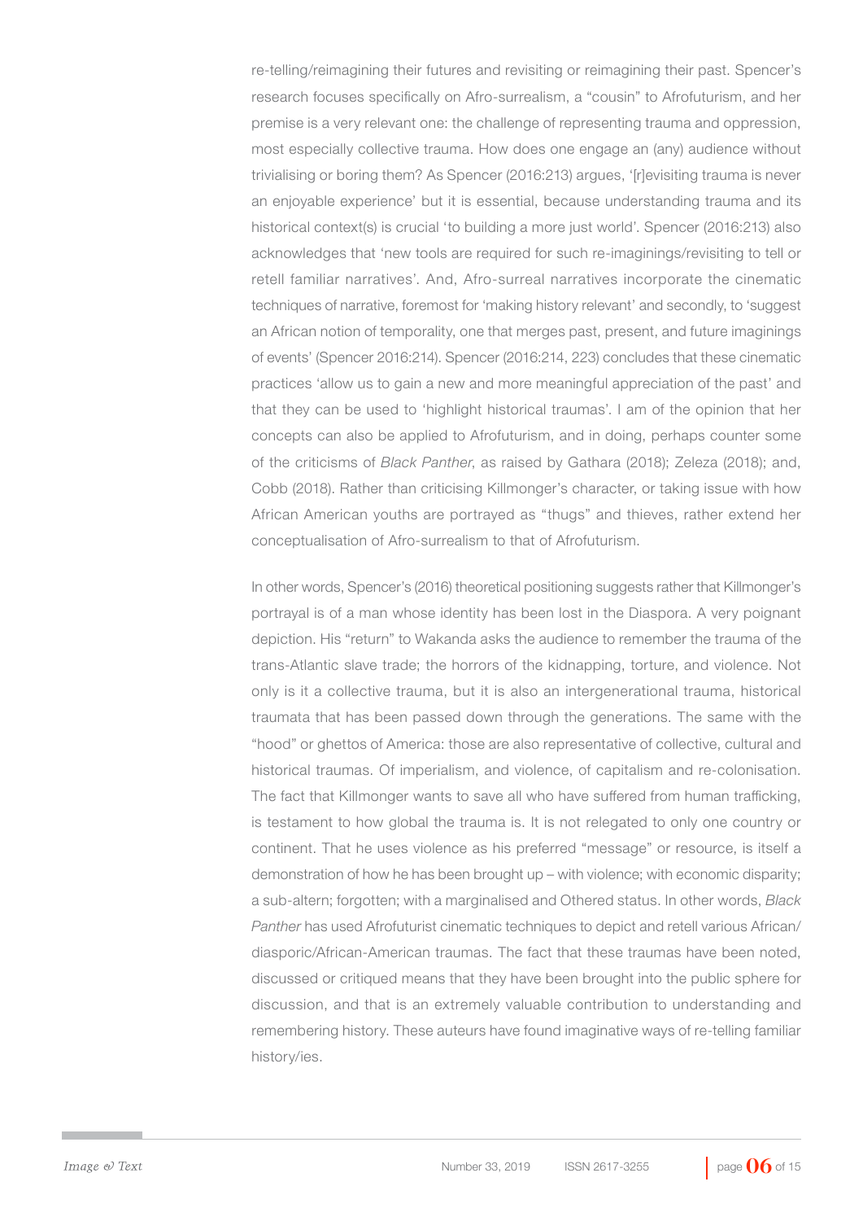re-telling/reimagining their futures and revisiting or reimagining their past. Spencer's research focuses specifically on Afro-surrealism, a "cousin" to Afrofuturism, and her premise is a very relevant one: the challenge of representing trauma and oppression, most especially collective trauma. How does one engage an (any) audience without trivialising or boring them? As Spencer (2016:213) argues, '[r]evisiting trauma is never an enjoyable experience' but it is essential, because understanding trauma and its historical context(s) is crucial 'to building a more just world'. Spencer (2016:213) also acknowledges that 'new tools are required for such re-imaginings/revisiting to tell or retell familiar narratives'. And, Afro-surreal narratives incorporate the cinematic techniques of narrative, foremost for 'making history relevant' and secondly, to 'suggest an African notion of temporality, one that merges past, present, and future imaginings of events' (Spencer 2016:214). Spencer (2016:214, 223) concludes that these cinematic practices 'allow us to gain a new and more meaningful appreciation of the past' and that they can be used to 'highlight historical traumas'. I am of the opinion that her concepts can also be applied to Afrofuturism, and in doing, perhaps counter some of the criticisms of *Black Panther*, as raised by Gathara (2018); Zeleza (2018); and, Cobb (2018). Rather than criticising Killmonger's character, or taking issue with how African American youths are portrayed as "thugs" and thieves, rather extend her conceptualisation of Afro-surrealism to that of Afrofuturism.

In other words, Spencer's (2016) theoretical positioning suggests rather that Killmonger's portrayal is of a man whose identity has been lost in the Diaspora. A very poignant depiction. His "return" to Wakanda asks the audience to remember the trauma of the trans-Atlantic slave trade; the horrors of the kidnapping, torture, and violence. Not only is it a collective trauma, but it is also an intergenerational trauma, historical traumata that has been passed down through the generations. The same with the "hood" or ghettos of America: those are also representative of collective, cultural and historical traumas. Of imperialism, and violence, of capitalism and re-colonisation. The fact that Killmonger wants to save all who have suffered from human trafficking, is testament to how global the trauma is. It is not relegated to only one country or continent. That he uses violence as his preferred "message" or resource, is itself a demonstration of how he has been brought up – with violence; with economic disparity; a sub-altern; forgotten; with a marginalised and Othered status. In other words, *Black Panther* has used Afrofuturist cinematic techniques to depict and retell various African/diasporic/African-American traumas. The fact that these traumas have been noted, discussed or critiqued means that they have been brought into the public sphere for discussion, and that is an extremely valuable contribution to understanding and remembering history. These auteurs have found imaginative ways of re-telling familiar history/ies.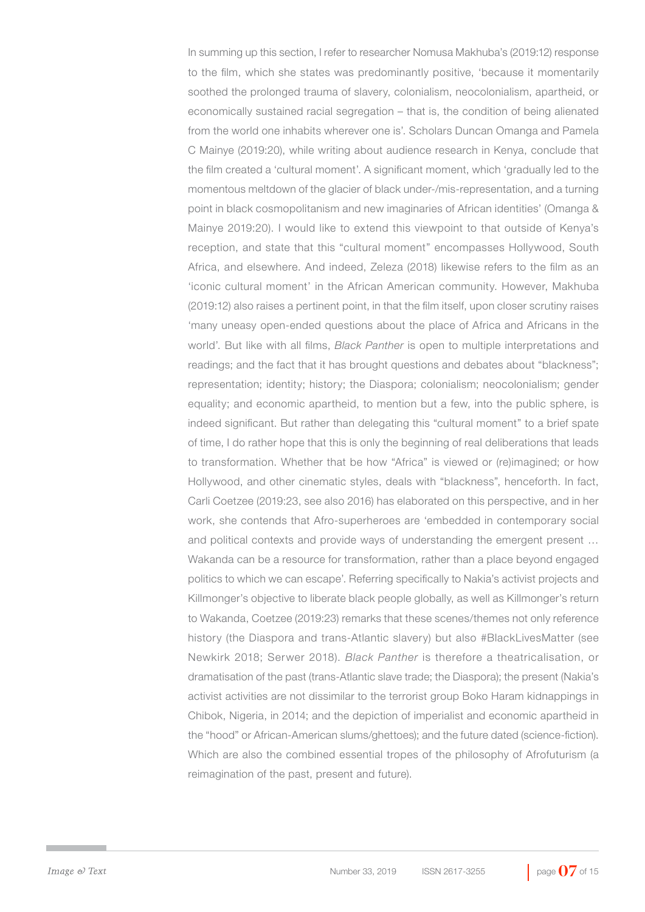In summing up this section, I refer to researcher Nomusa Makhuba's (2019:12) response to the film, which she states was predominantly positive, 'because it momentarily soothed the prolonged trauma of slavery, colonialism, neocolonialism, apartheid, or economically sustained racial segregation – that is, the condition of being alienated from the world one inhabits wherever one is'. Scholars Duncan Omanga and Pamela C Mainye (2019:20), while writing about audience research in Kenya, conclude that the film created a 'cultural moment'. A significant moment, which 'gradually led to the momentous meltdown of the glacier of black under-/mis-representation, and a turning point in black cosmopolitanism and new imaginaries of African identities' (Omanga & Mainye 2019:20). I would like to extend this viewpoint to that outside of Kenya's reception, and state that this "cultural moment" encompasses Hollywood, South Africa, and elsewhere. And indeed, Zeleza (2018) likewise refers to the film as an 'iconic cultural moment' in the African American community. However, Makhuba (2019:12) also raises a pertinent point, in that the film itself, upon closer scrutiny raises 'many uneasy open-ended questions about the place of Africa and Africans in the world'. But like with all films, *Black Panther* is open to multiple interpretations and readings; and the fact that it has brought questions and debates about "blackness"; representation; identity; history; the Diaspora; colonialism; neocolonialism; gender equality; and economic apartheid, to mention but a few, into the public sphere, is indeed significant. But rather than delegating this "cultural moment" to a brief spate of time, I do rather hope that this is only the beginning of real deliberations that leads to transformation. Whether that be how "Africa" is viewed or (re)imagined; or how Hollywood, and other cinematic styles, deals with "blackness", henceforth. In fact, Carli Coetzee (2019:23, see also 2016) has elaborated on this perspective, and in her work, she contends that Afro-superheroes are 'embedded in contemporary social and political contexts and provide ways of understanding the emergent present … Wakanda can be a resource for transformation, rather than a place beyond engaged politics to which we can escape'. Referring specifically to Nakia's activist projects and Killmonger's objective to liberate black people globally, as well as Killmonger's return to Wakanda, Coetzee (2019:23) remarks that these scenes/themes not only reference history (the Diaspora and trans-Atlantic slavery) but also #BlackLivesMatter (see Newkirk 2018; Serwer 2018). *Black Panther* is therefore a theatricalisation, or dramatisation of the past (trans-Atlantic slave trade; the Diaspora); the present (Nakia's activist activities are not dissimilar to the terrorist group Boko Haram kidnappings in Chibok, Nigeria, in 2014; and the depiction of imperialist and economic apartheid in the "hood" or African-American slums/ghettoes); and the future dated (science-fiction). Which are also the combined essential tropes of the philosophy of Afrofuturism (a reimagination of the past, present and future).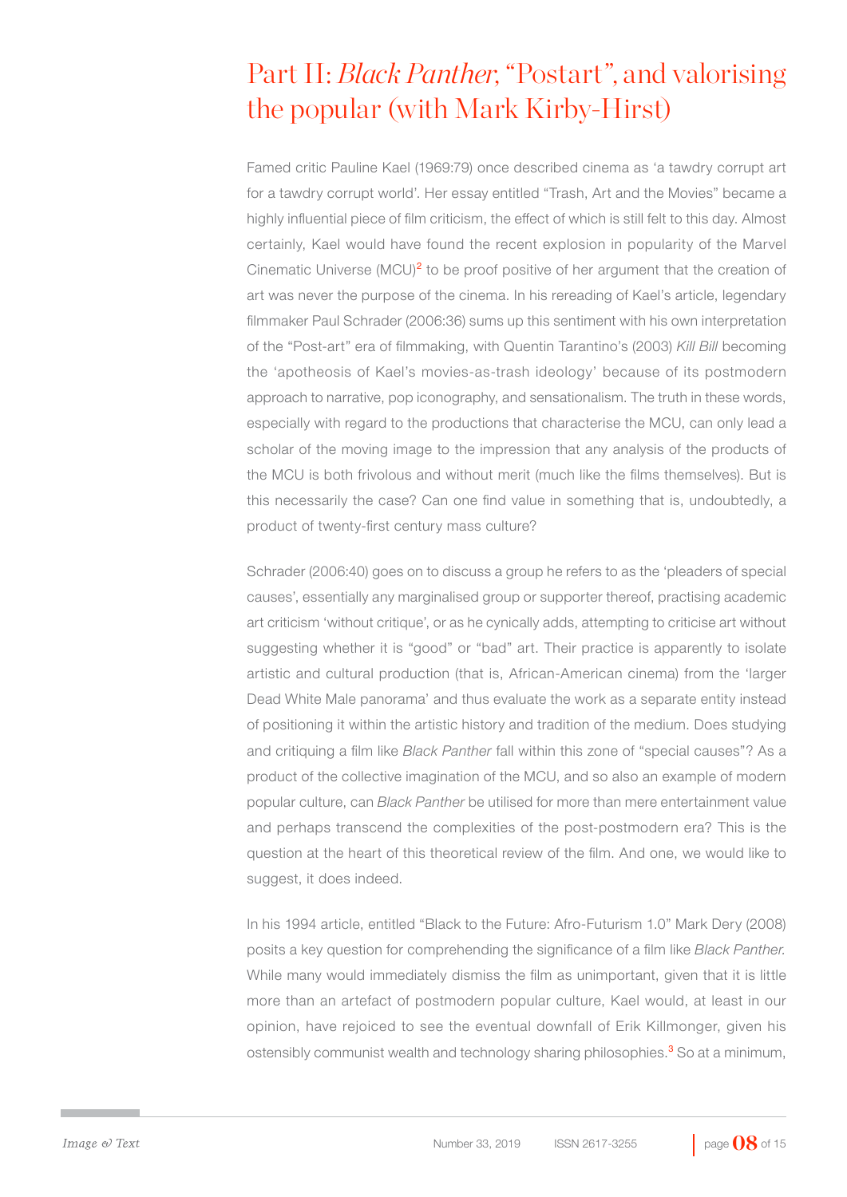# Part II: *Black Panther*, "Postart", and valorising the popular (with Mark Kirby-Hirst)

Famed critic Pauline Kael (1969:79) once described cinema as 'a tawdry corrupt art for a tawdry corrupt world'. Her essay entitled "Trash, Art and the Movies" became a highly influential piece of film criticism, the effect of which is still felt to this day. Almost certainly, Kael would have found the recent explosion in popularity of the Marvel Cinematic Universe (MCU)[2] to be proof positive of her argument that the creation of art was never the purpose of the cinema. In his rereading of Kael's article, legendary filmmaker Paul Schrader (2006:36) sums up this sentiment with his own interpretation of the "Post-art" era of filmmaking, with Quentin Tarantino's (2003) *Kill Bill* becoming the 'apotheosis of Kael's movies-as-trash ideology' because of its postmodern approach to narrative, pop iconography, and sensationalism. The truth in these words, especially with regard to the productions that characterise the MCU, can only lead a scholar of the moving image to the impression that any analysis of the products of the MCU is both frivolous and without merit (much like the films themselves). But is this necessarily the case? Can one find value in something that is, undoubtedly, a product of twenty-first century mass culture?

Schrader (2006:40) goes on to discuss a group he refers to as the 'pleaders of special causes', essentially any marginalised group or supporter thereof, practising academic art criticism 'without critique', or as he cynically adds, attempting to criticise art without suggesting whether it is "good" or "bad" art. Their practice is apparently to isolate artistic and cultural production (that is, African-American cinema) from the 'larger Dead White Male panorama' and thus evaluate the work as a separate entity instead of positioning it within the artistic history and tradition of the medium. Does studying and critiquing a film like *Black Panther* fall within this zone of "special causes"? As a product of the collective imagination of the MCU, and so also an example of modern popular culture, can *Black Panther* be utilised for more than mere entertainment value and perhaps transcend the complexities of the post-postmodern era? This is the question at the heart of this theoretical review of the film. And one, we would like to suggest, it does indeed.

In his 1994 article, entitled "Black to the Future: Afro-Futurism 1.0" Mark Dery (2008) posits a key question for comprehending the significance of a film like *Black Panther*. While many would immediately dismiss the film as unimportant, given that it is little more than an artefact of postmodern popular culture, Kael would, at least in our opinion, have rejoiced to see the eventual downfall of Erik Killmonger, given his ostensibly communist wealth and technology sharing philosophies.[3] So at a minimum,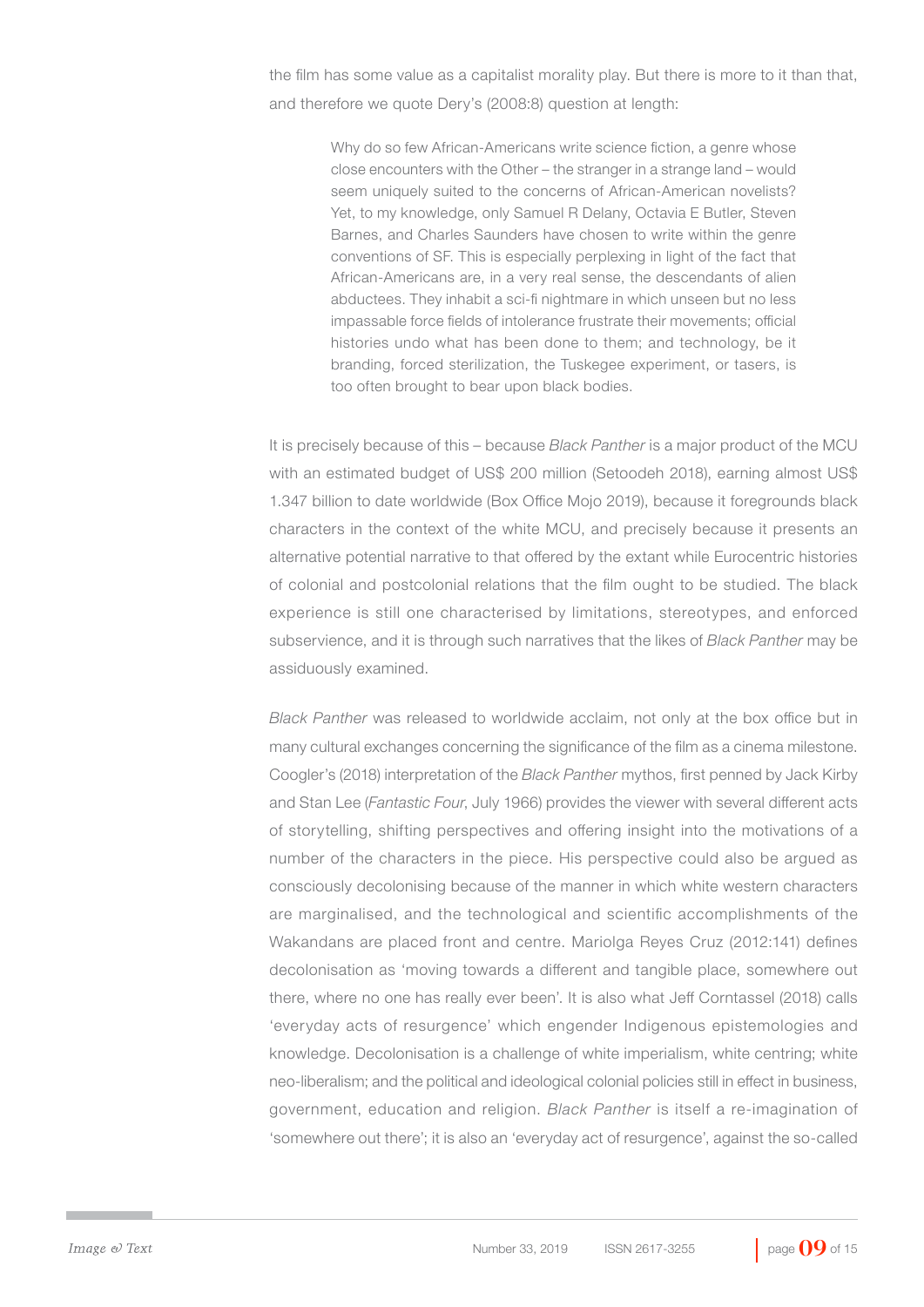the film has some value as a capitalist morality play. But there is more to it than that, and therefore we quote Dery's (2008:8) question at length:

> Why do so few African-Americans write science fiction, a genre whose close encounters with the Other – the stranger in a strange land – would seem uniquely suited to the concerns of African-American novelists? Yet, to my knowledge, only Samuel R Delany, Octavia E Butler, Steven Barnes, and Charles Saunders have chosen to write within the genre conventions of SF. This is especially perplexing in light of the fact that African-Americans are, in a very real sense, the descendants of alien abductees. They inhabit a sci-fi nightmare in which unseen but no less impassable force fields of intolerance frustrate their movements; official histories undo what has been done to them; and technology, be it branding, forced sterilization, the Tuskegee experiment, or tasers, is too often brought to bear upon black bodies.

It is precisely because of this – because *Black Panther* is a major product of the MCU with an estimated budget of US$ 200 million (Setoodeh 2018), earning almost US$ 1.347 billion to date worldwide (Box Office Mojo 2019), because it foregrounds black characters in the context of the white MCU, and precisely because it presents an alternative potential narrative to that offered by the extant while Eurocentric histories of colonial and postcolonial relations that the film ought to be studied. The black experience is still one characterised by limitations, stereotypes, and enforced subservience, and it is through such narratives that the likes of *Black Panther* may be assiduously examined.

*Black Panther* was released to worldwide acclaim, not only at the box office but in many cultural exchanges concerning the significance of the film as a cinema milestone. Coogler's (2018) interpretation of the *Black Panther* mythos, first penned by Jack Kirby and Stan Lee (*Fantastic Four*, July 1966) provides the viewer with several different acts of storytelling, shifting perspectives and offering insight into the motivations of a number of the characters in the piece. His perspective could also be argued as consciously decolonising because of the manner in which white western characters are marginalised, and the technological and scientific accomplishments of the Wakandans are placed front and centre. Mariolga Reyes Cruz (2012:141) defines decolonisation as 'moving towards a different and tangible place, somewhere out there, where no one has really ever been'. It is also what Jeff Corntassel (2018) calls 'everyday acts of resurgence' which engender Indigenous epistemologies and knowledge. Decolonisation is a challenge of white imperialism, white centring; white neo-liberalism; and the political and ideological colonial policies still in effect in business, government, education and religion. *Black Panther* is itself a re-imagination of 'somewhere out there'; it is also an 'everyday act of resurgence', against the so-called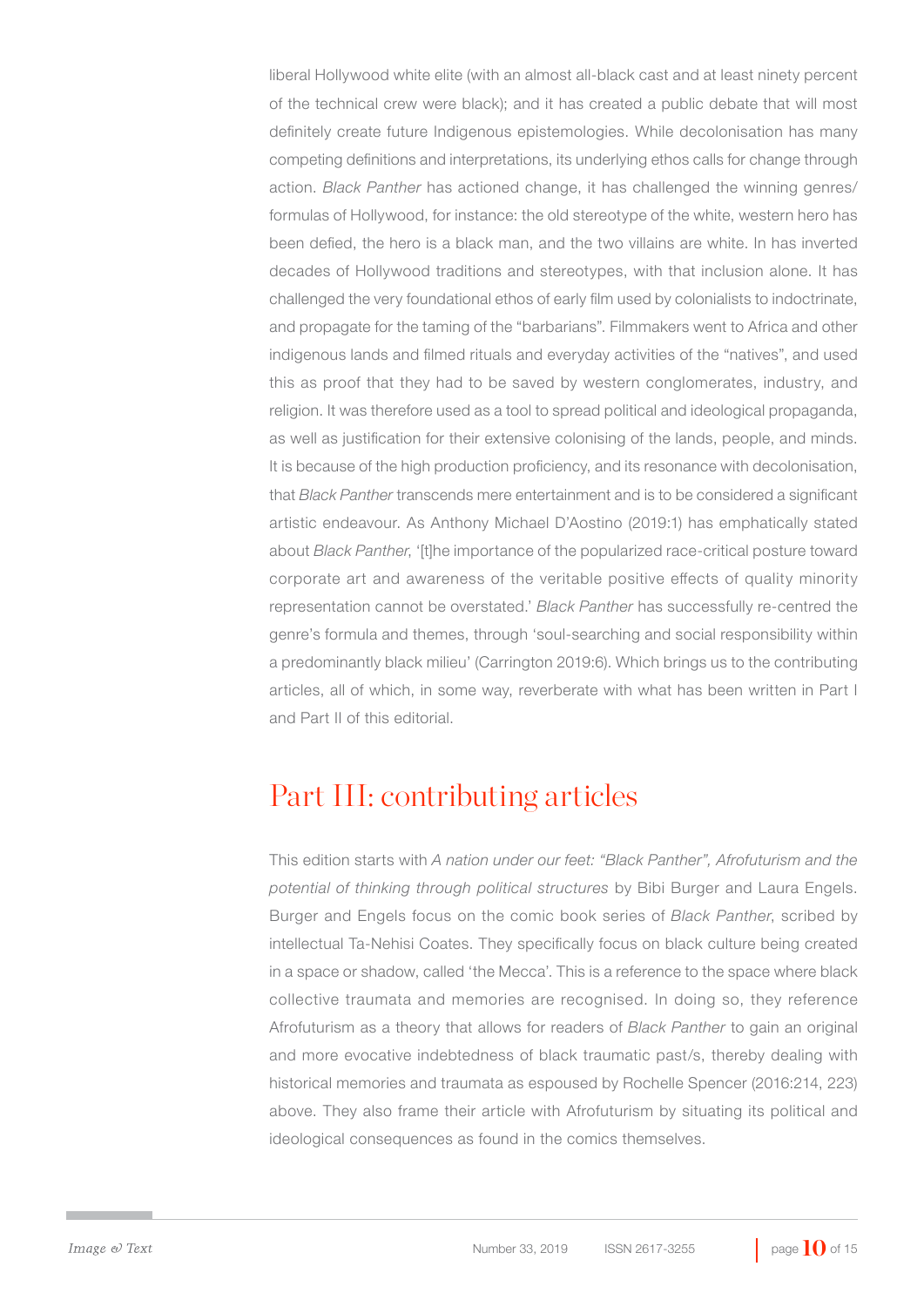liberal Hollywood white elite (with an almost all-black cast and at least ninety percent of the technical crew were black); and it has created a public debate that will most definitely create future Indigenous epistemologies. While decolonisation has many competing definitions and interpretations, its underlying ethos calls for change through action. *Black Panther* has actioned change, it has challenged the winning genres/formulas of Hollywood, for instance: the old stereotype of the white, western hero has been defied, the hero is a black man, and the two villains are white. In has inverted decades of Hollywood traditions and stereotypes, with that inclusion alone. It has challenged the very foundational ethos of early film used by colonialists to indoctrinate, and propagate for the taming of the "barbarians". Filmmakers went to Africa and other indigenous lands and filmed rituals and everyday activities of the "natives", and used this as proof that they had to be saved by western conglomerates, industry, and religion. It was therefore used as a tool to spread political and ideological propaganda, as well as justification for their extensive colonising of the lands, people, and minds. It is because of the high production proficiency, and its resonance with decolonisation, that *Black Panther* transcends mere entertainment and is to be considered a significant artistic endeavour. As Anthony Michael D'Aostino (2019:1) has emphatically stated about *Black Panther*, '[t]he importance of the popularized race-critical posture toward corporate art and awareness of the veritable positive effects of quality minority representation cannot be overstated.' *Black Panther* has successfully re-centred the genre's formula and themes, through 'soul-searching and social responsibility within a predominantly black milieu' (Carrington 2019:6). Which brings us to the contributing articles, all of which, in some way, reverberate with what has been written in Part I and Part II of this editorial.

## Part III: contributing articles

This edition starts with *A nation under our feet: "Black Panther", Afrofuturism and the potential of thinking through political structures* by Bibi Burger and Laura Engels. Burger and Engels focus on the comic book series of *Black Panther*, scribed by intellectual Ta-Nehisi Coates. They specifically focus on black culture being created in a space or shadow, called 'the Mecca'. This is a reference to the space where black collective traumata and memories are recognised. In doing so, they reference Afrofuturism as a theory that allows for readers of *Black Panther* to gain an original and more evocative indebtedness of black traumatic past/s, thereby dealing with historical memories and traumata as espoused by Rochelle Spencer (2016:214, 223) above. They also frame their article with Afrofuturism by situating its political and ideological consequences as found in the comics themselves.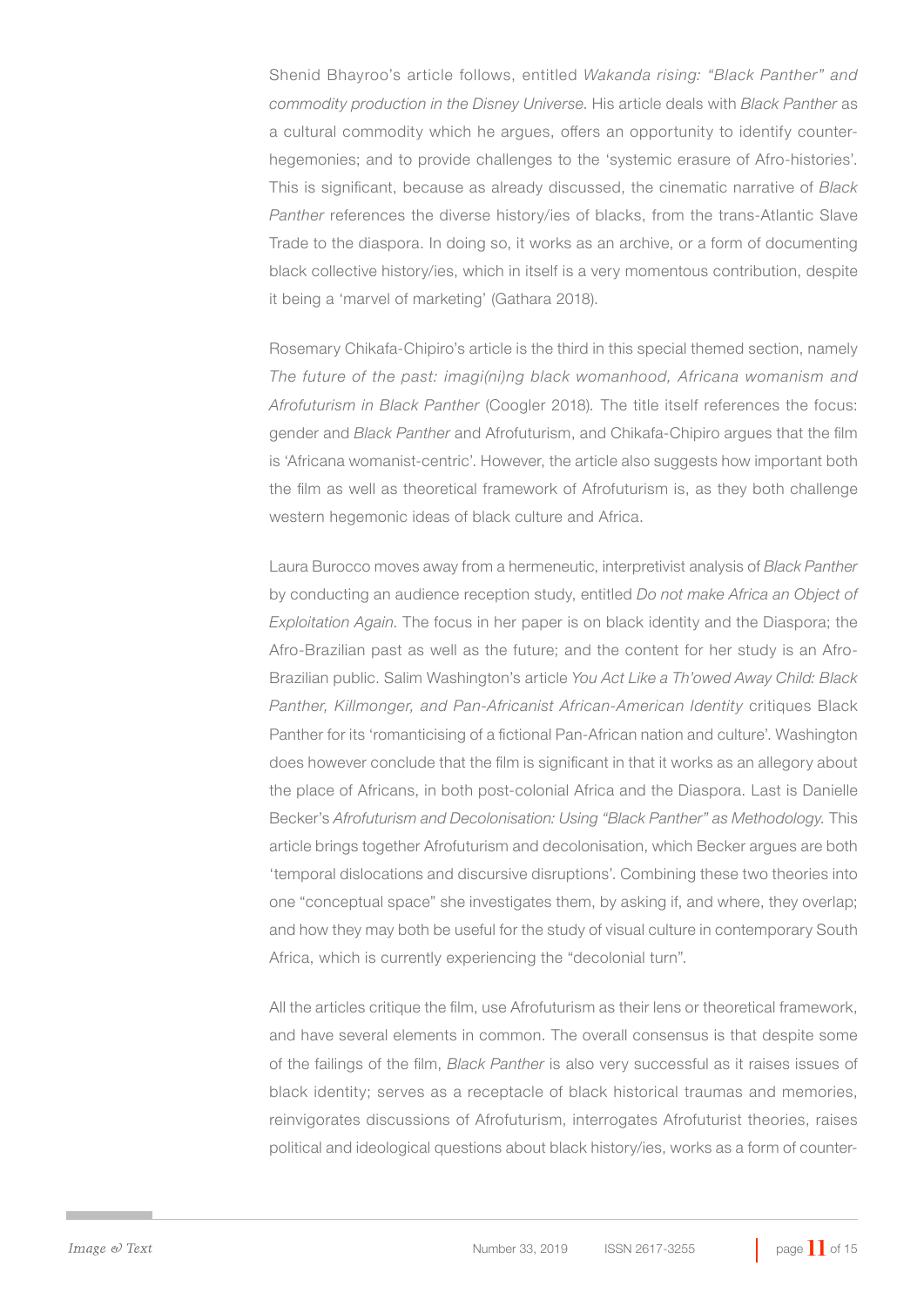Shenid Bhayroo's article follows, entitled *Wakanda rising: "Black Panther" and commodity production in the Disney Universe*. His article deals with *Black Panther* as a cultural commodity which he argues, offers an opportunity to identify counter-hegemonies; and to provide challenges to the 'systemic erasure of Afro-histories'. This is significant, because as already discussed, the cinematic narrative of *Black Panther* references the diverse history/ies of blacks, from the trans-Atlantic Slave Trade to the diaspora. In doing so, it works as an archive, or a form of documenting black collective history/ies, which in itself is a very momentous contribution, despite it being a 'marvel of marketing' (Gathara 2018).

Rosemary Chikafa-Chipiro's article is the third in this special themed section, namely *The future of the past: imagi(ni)ng black womanhood, Africana womanism and Afrofuturism in Black Panther* (Coogler 2018). The title itself references the focus: gender and *Black Panther* and Afrofuturism, and Chikafa-Chipiro argues that the film is 'Africana womanist-centric'. However, the article also suggests how important both the film as well as theoretical framework of Afrofuturism is, as they both challenge western hegemonic ideas of black culture and Africa.

Laura Burocco moves away from a hermeneutic, interpretivist analysis of *Black Panther* by conducting an audience reception study, entitled *Do not make Africa an Object of Exploitation Again*. The focus in her paper is on black identity and the Diaspora; the Afro-Brazilian past as well as the future; and the content for her study is an Afro-Brazilian public. Salim Washington's article *You Act Like a Th'owed Away Child: Black Panther, Killmonger, and Pan-Africanist African-American Identity* critiques Black Panther for its 'romanticising of a fictional Pan-African nation and culture'. Washington does however conclude that the film is significant in that it works as an allegory about the place of Africans, in both post-colonial Africa and the Diaspora. Last is Danielle Becker's *Afrofuturism and Decolonisation: Using "Black Panther" as Methodology.* This article brings together Afrofuturism and decolonisation, which Becker argues are both 'temporal dislocations and discursive disruptions'. Combining these two theories into one "conceptual space" she investigates them, by asking if, and where, they overlap; and how they may both be useful for the study of visual culture in contemporary South Africa, which is currently experiencing the "decolonial turn".

All the articles critique the film, use Afrofuturism as their lens or theoretical framework, and have several elements in common. The overall consensus is that despite some of the failings of the film, *Black Panther* is also very successful as it raises issues of black identity; serves as a receptacle of black historical traumas and memories, reinvigorates discussions of Afrofuturism, interrogates Afrofuturist theories, raises political and ideological questions about black history/ies, works as a form of counter-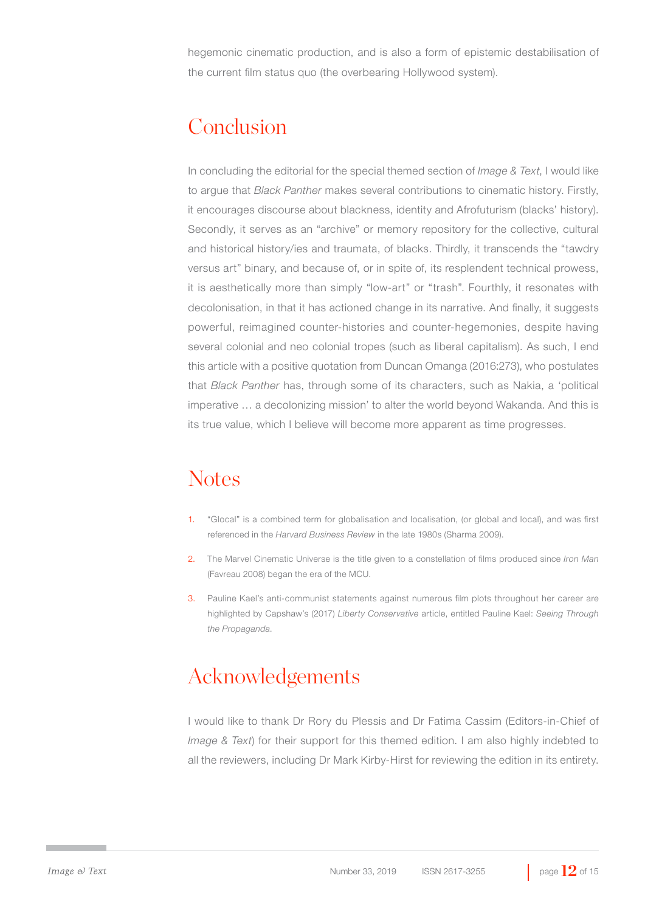hegemonic cinematic production, and is also a form of epistemic destabilisation of the current film status quo (the overbearing Hollywood system).

## Conclusion

In concluding the editorial for the special themed section of *Image & Text*, I would like to argue that *Black Panther* makes several contributions to cinematic history. Firstly, it encourages discourse about blackness, identity and Afrofuturism (blacks' history). Secondly, it serves as an "archive" or memory repository for the collective, cultural and historical history/ies and traumata, of blacks. Thirdly, it transcends the "tawdry versus art" binary, and because of, or in spite of, its resplendent technical prowess, it is aesthetically more than simply "low-art" or "trash". Fourthly, it resonates with decolonisation, in that it has actioned change in its narrative. And finally, it suggests powerful, reimagined counter-histories and counter-hegemonies, despite having several colonial and neo colonial tropes (such as liberal capitalism). As such, I end this article with a positive quotation from Duncan Omanga (2016:273), who postulates that *Black Panther* has, through some of its characters, such as Nakia, a 'political imperative … a decolonizing mission' to alter the world beyond Wakanda. And this is its true value, which I believe will become more apparent as time progresses.

## Notes

1. "Glocal" is a combined term for globalisation and localisation, (or global and local), and was first referenced in the *Harvard Business Review* in the late 1980s (Sharma 2009).
2. The Marvel Cinematic Universe is the title given to a constellation of films produced since *Iron Man* (Favreau 2008) began the era of the MCU.
3. Pauline Kael's anti-communist statements against numerous film plots throughout her career are highlighted by Capshaw's (2017) *Liberty Conservative* article, entitled Pauline Kael: *Seeing Through the Propaganda*.

## Acknowledgements

I would like to thank Dr Rory du Plessis and Dr Fatima Cassim (Editors-in-Chief of *Image & Text*) for their support for this themed edition. I am also highly indebted to all the reviewers, including Dr Mark Kirby-Hirst for reviewing the edition in its entirety.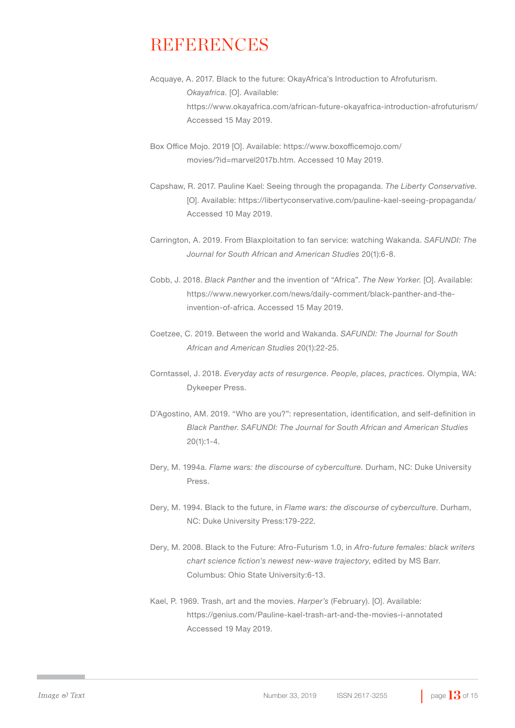# REFERENCES

Acquaye, A. 2017. Black to the future: OkayAfrica's Introduction to Afrofuturism. *Okayafrica*. [O]. Available: https://www.okayafrica.com/african-future-okayafrica-introduction-afrofuturism/ Accessed 15 May 2019.

Box Office Mojo. 2019 [O]. Available: https://www.boxofficemojo.com/movies/?id=marvel2017b.htm. Accessed 10 May 2019.

Capshaw, R. 2017. Pauline Kael: Seeing through the propaganda. *The Liberty Conservative*. [O]. Available: https://libertyconservative.com/pauline-kael-seeing-propaganda/ Accessed 10 May 2019.

Carrington, A. 2019. From Blaxploitation to fan service: watching Wakanda. *SAFUNDI: The Journal for South African and American Studies* 20(1):6-8.

Cobb, J. 2018. *Black Panther* and the invention of "Africa". *The New Yorker*. [O]. Available: https://www.newyorker.com/news/daily-comment/black-panther-and-the-invention-of-africa. Accessed 15 May 2019.

Coetzee, C. 2019. Between the world and Wakanda. *SAFUNDI: The Journal for South African and American Studies* 20(1):22-25.

Corntassel, J. 2018. *Everyday acts of resurgence. People, places, practices.* Olympia, WA: Dykeeper Press.

D'Agostino, AM. 2019. "Who are you?": representation, identification, and self-definition in *Black Panther. SAFUNDI: The Journal for South African and American Studies* 20(1):1-4.

Dery, M. 1994a. *Flame wars: the discourse of cyberculture.* Durham, NC: Duke University Press.

Dery, M. 1994. Black to the future, in *Flame wars: the discourse of cyberculture*. Durham, NC: Duke University Press:179-222.

Dery, M. 2008. Black to the Future: Afro-Futurism 1.0, in *Afro-future females: black writers chart science fiction's newest new-wave trajectory*, edited by MS Barr. Columbus: Ohio State University:6-13.

Kael, P. 1969. Trash, art and the movies. *Harper's* (February). [O]. Available: https://genius.com/Pauline-kael-trash-art-and-the-movies-i-annotated Accessed 19 May 2019.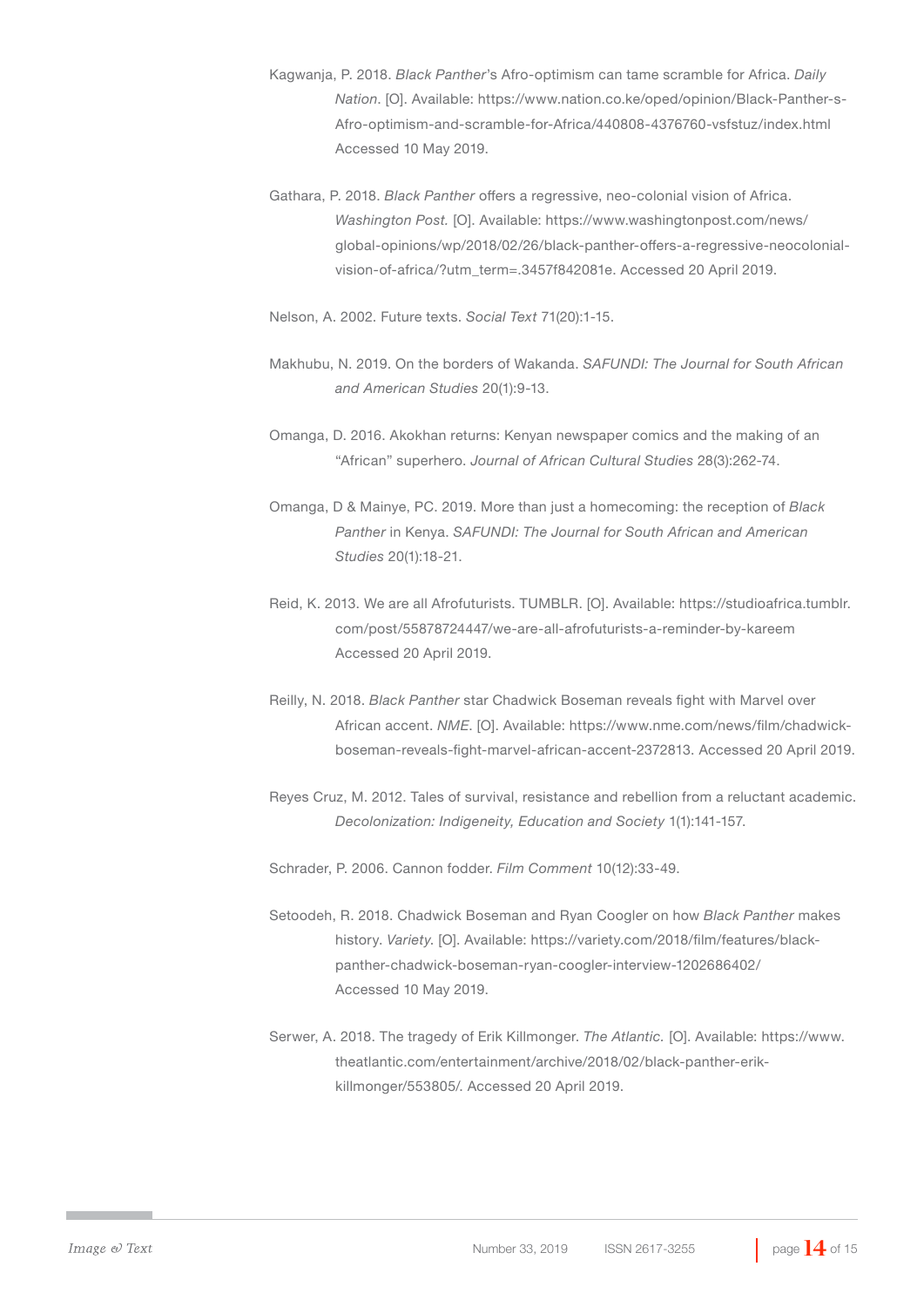Kagwanja, P. 2018. *Black Panther*'s Afro-optimism can tame scramble for Africa. *Daily Nation*. [O]. Available: https://www.nation.co.ke/oped/opinion/Black-Panther-s-Afro-optimism-and-scramble-for-Africa/440808-4376760-vsfstuz/index.html Accessed 10 May 2019.

Gathara, P. 2018. *Black Panther* offers a regressive, neo-colonial vision of Africa. *Washington Post.* [O]. Available: https://www.washingtonpost.com/news/global-opinions/wp/2018/02/26/black-panther-offers-a-regressive-neocolonial-vision-of-africa/?utm_term=.3457f842081e. Accessed 20 April 2019.

Nelson, A. 2002. Future texts. *Social Text* 71(20):1-15.

Makhubu, N. 2019. On the borders of Wakanda. *SAFUNDI: The Journal for South African and American Studies* 20(1):9-13.

Omanga, D. 2016. Akokhan returns: Kenyan newspaper comics and the making of an "African" superhero. *Journal of African Cultural Studies* 28(3):262-74.

Omanga, D & Mainye, PC. 2019. More than just a homecoming: the reception of *Black Panther* in Kenya. *SAFUNDI: The Journal for South African and American Studies* 20(1):18-21.

Reid, K. 2013. We are all Afrofuturists. TUMBLR. [O]. Available: https://studioafrica.tumblr.com/post/55878724447/we-are-all-afrofuturists-a-reminder-by-kareem Accessed 20 April 2019.

Reilly, N. 2018. *Black Panther* star Chadwick Boseman reveals fight with Marvel over African accent. *NME*. [O]. Available: https://www.nme.com/news/film/chadwick-boseman-reveals-fight-marvel-african-accent-2372813. Accessed 20 April 2019.

Reyes Cruz, M. 2012. Tales of survival, resistance and rebellion from a reluctant academic. *Decolonization: Indigeneity, Education and Society* 1(1):141-157.

Schrader, P. 2006. Cannon fodder. *Film Comment* 10(12):33-49.

Setoodeh, R. 2018. Chadwick Boseman and Ryan Coogler on how *Black Panther* makes history. *Variety.* [O]. Available: https://variety.com/2018/film/features/black-panther-chadwick-boseman-ryan-coogler-interview-1202686402/ Accessed 10 May 2019.

Serwer, A. 2018. The tragedy of Erik Killmonger. *The Atlantic.* [O]. Available: https://www.theatlantic.com/entertainment/archive/2018/02/black-panther-erik-killmonger/553805/. Accessed 20 April 2019.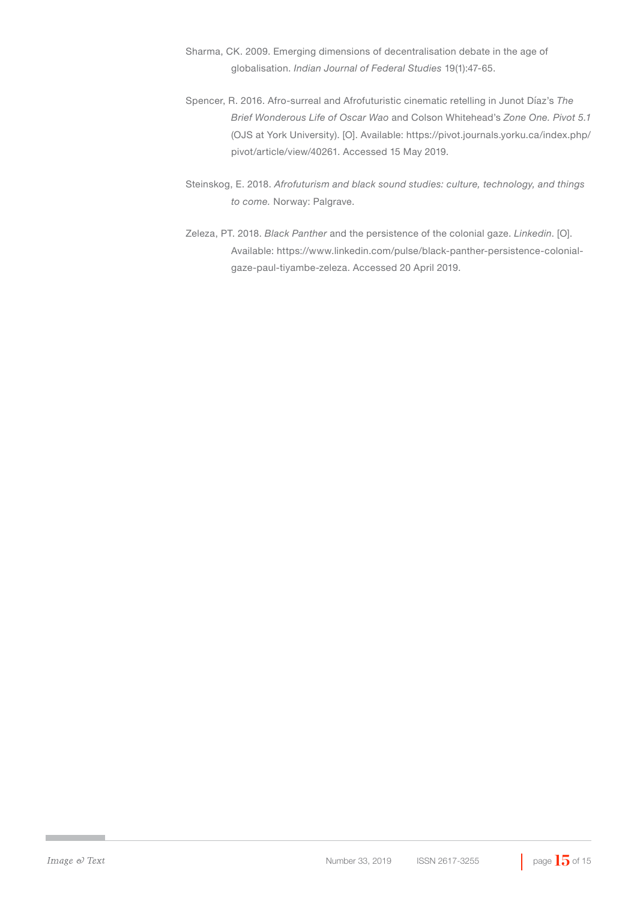Sharma, CK. 2009. Emerging dimensions of decentralisation debate in the age of globalisation. *Indian Journal of Federal Studies* 19(1):47-65.

Spencer, R. 2016. Afro-surreal and Afrofuturistic cinematic retelling in Junot Díaz's *The Brief Wonderous Life of Oscar Wao* and Colson Whitehead's *Zone One. Pivot 5.1* (OJS at York University). [O]. Available: https://pivot.journals.yorku.ca/index.php/pivot/article/view/40261. Accessed 15 May 2019.

Steinskog, E. 2018. *Afrofuturism and black sound studies: culture, technology, and things to come.* Norway: Palgrave.

Zeleza, PT. 2018. *Black Panther* and the persistence of the colonial gaze. *Linkedin*. [O]. Available: https://www.linkedin.com/pulse/black-panther-persistence-colonial-gaze-paul-tiyambe-zeleza. Accessed 20 April 2019.